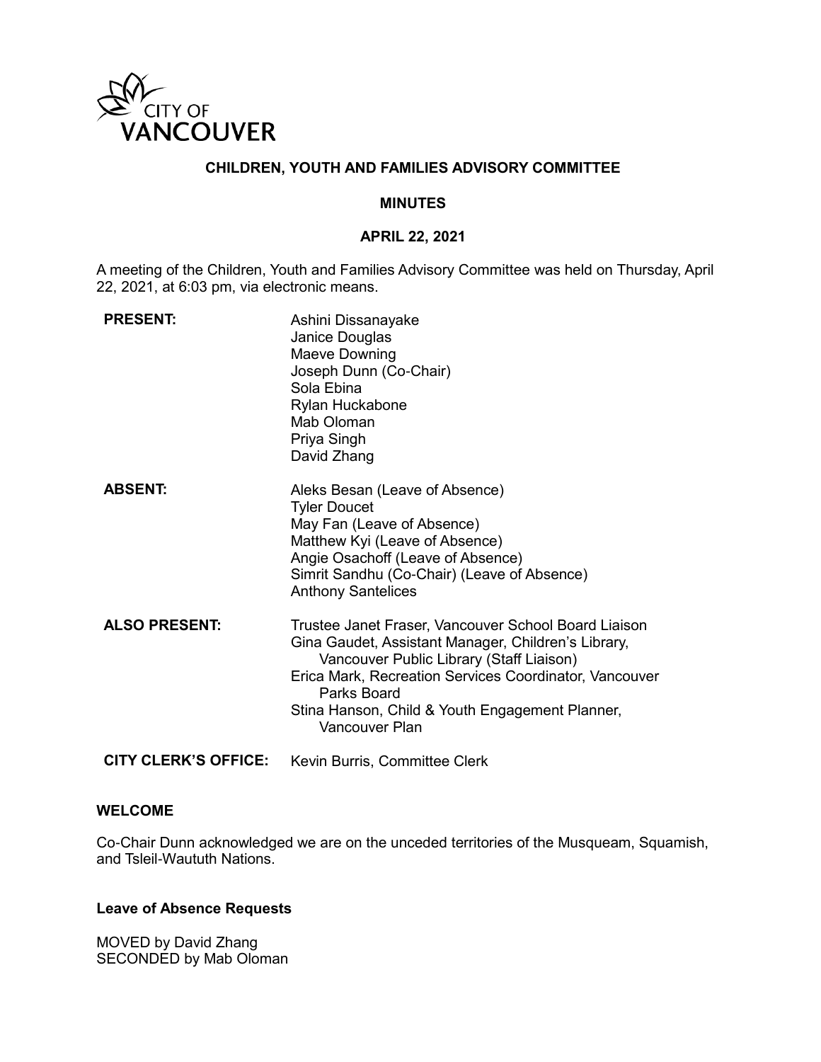CITY OF VANCOUVER

# CHILDREN, YOUTH AND FAMILIES ADVISORY COMMITTEE

## MINUTES

## APRIL 22, 2021

A meeting of the Children, Youth and Families Advisory Committee was held on Thursday, April 22, 2021, at 6:03 pm, via electronic means.

**PRESENT:**
Ashini Dissanayake
Janice Douglas
Maeve Downing
Joseph Dunn (Co-Chair)
Sola Ebina
Rylan Huckabone
Mab Oloman
Priya Singh
David Zhang

**ABSENT:**
Aleks Besan (Leave of Absence)
Tyler Doucet
May Fan (Leave of Absence)
Matthew Kyi (Leave of Absence)
Angie Osachoff (Leave of Absence)
Simrit Sandhu (Co-Chair) (Leave of Absence)
Anthony Santelices

**ALSO PRESENT:**
Trustee Janet Fraser, Vancouver School Board Liaison
Gina Gaudet, Assistant Manager, Children's Library, Vancouver Public Library (Staff Liaison)
Erica Mark, Recreation Services Coordinator, Vancouver Parks Board
Stina Hanson, Child & Youth Engagement Planner, Vancouver Plan

**CITY CLERK'S OFFICE:** Kevin Burris, Committee Clerk

### WELCOME

Co-Chair Dunn acknowledged we are on the unceded territories of the Musqueam, Squamish, and Tsleil-Waututh Nations.

### Leave of Absence Requests

MOVED by David Zhang
SECONDED by Mab Oloman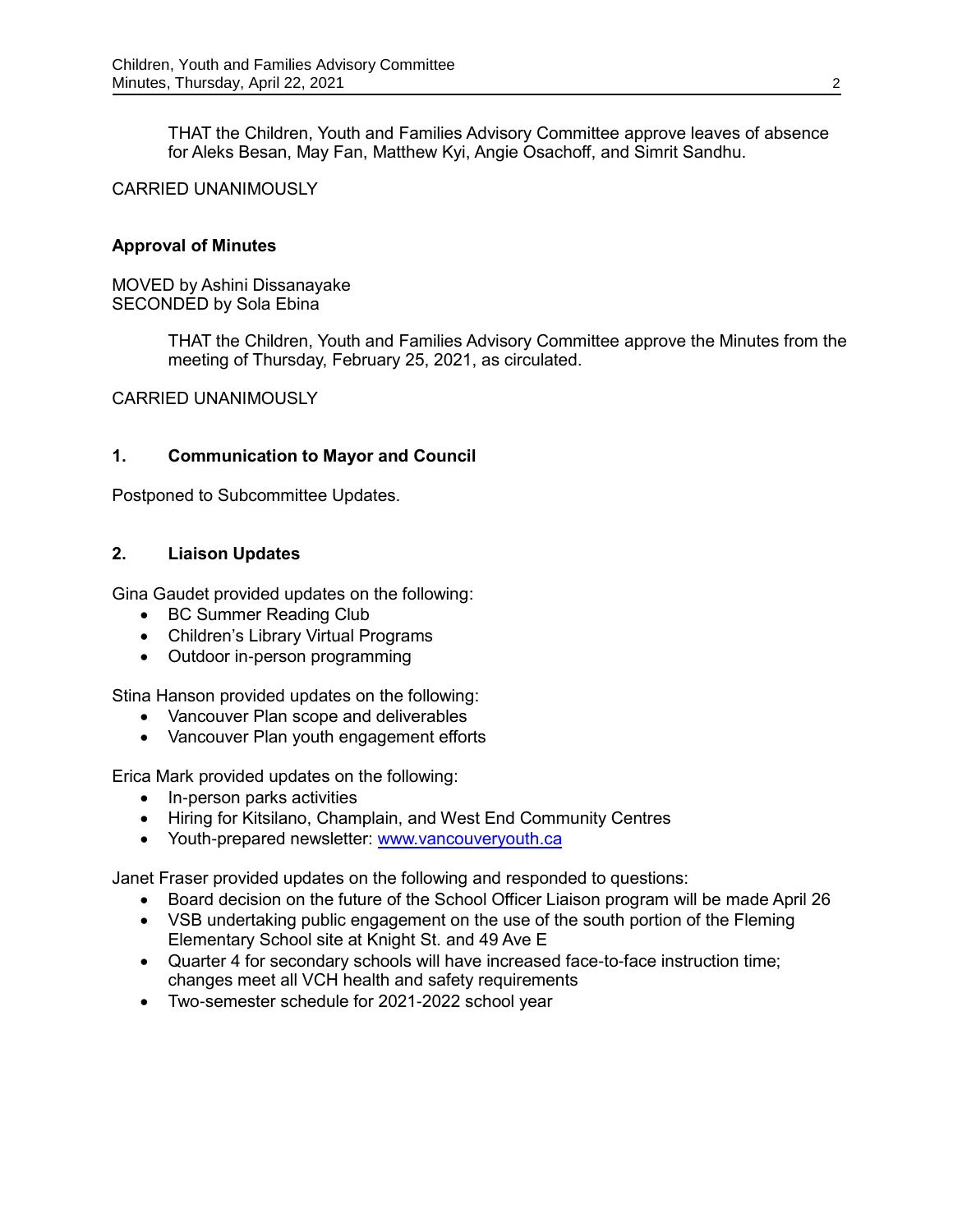THAT the Children, Youth and Families Advisory Committee approve leaves of absence for Aleks Besan, May Fan, Matthew Kyi, Angie Osachoff, and Simrit Sandhu.

CARRIED UNANIMOUSLY

**Approval of Minutes**

MOVED by Ashini Dissanayake
SECONDED by Sola Ebina

THAT the Children, Youth and Families Advisory Committee approve the Minutes from the meeting of Thursday, February 25, 2021, as circulated.

CARRIED UNANIMOUSLY

**1. Communication to Mayor and Council**

Postponed to Subcommittee Updates.

**2. Liaison Updates**

Gina Gaudet provided updates on the following:

- BC Summer Reading Club
- Children's Library Virtual Programs
- Outdoor in-person programming

Stina Hanson provided updates on the following:

- Vancouver Plan scope and deliverables
- Vancouver Plan youth engagement efforts

Erica Mark provided updates on the following:

- In-person parks activities
- Hiring for Kitsilano, Champlain, and West End Community Centres
- Youth-prepared newsletter: [www.vancouveryouth.ca](http://www.vancouveryouth.ca)

Janet Fraser provided updates on the following and responded to questions:

- Board decision on the future of the School Officer Liaison program will be made April 26
- VSB undertaking public engagement on the use of the south portion of the Fleming Elementary School site at Knight St. and 49 Ave E
- Quarter 4 for secondary schools will have increased face-to-face instruction time; changes meet all VCH health and safety requirements
- Two-semester schedule for 2021-2022 school year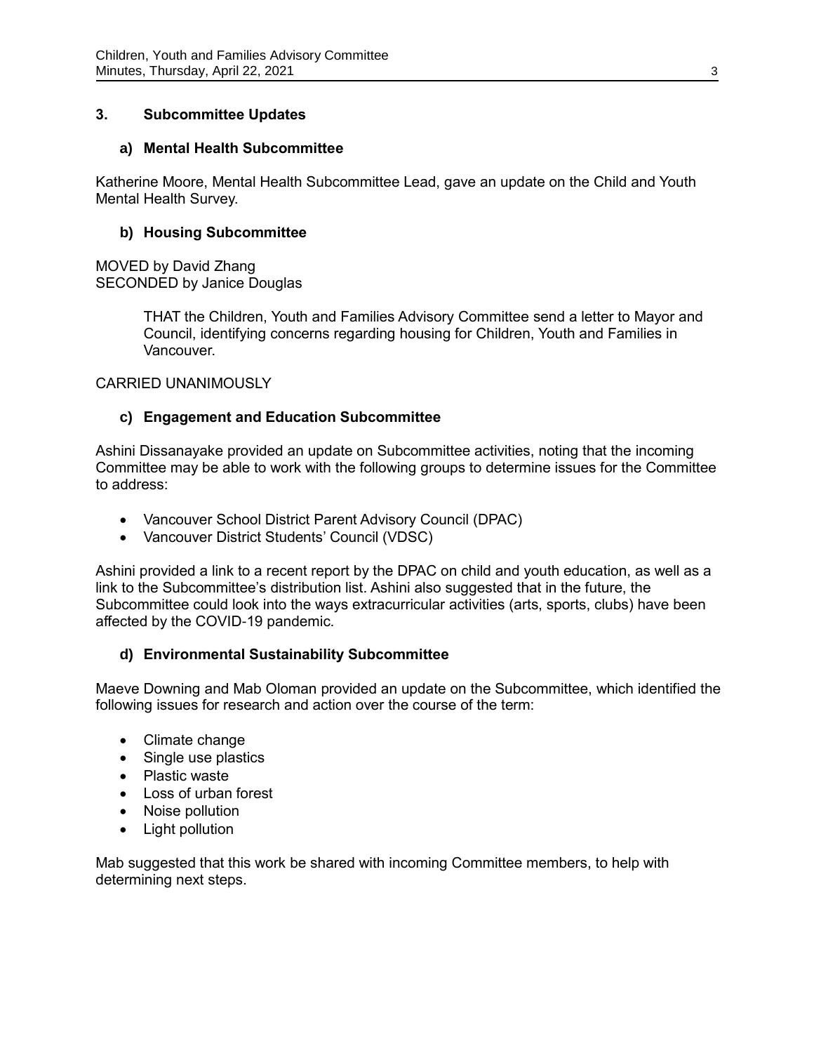## 3. Subcommittee Updates

### a) Mental Health Subcommittee

Katherine Moore, Mental Health Subcommittee Lead, gave an update on the Child and Youth Mental Health Survey.

### b) Housing Subcommittee

MOVED by David Zhang
SECONDED by Janice Douglas

> THAT the Children, Youth and Families Advisory Committee send a letter to Mayor and Council, identifying concerns regarding housing for Children, Youth and Families in Vancouver.

CARRIED UNANIMOUSLY

### c) Engagement and Education Subcommittee

Ashini Dissanayake provided an update on Subcommittee activities, noting that the incoming Committee may be able to work with the following groups to determine issues for the Committee to address:

- Vancouver School District Parent Advisory Council (DPAC)
- Vancouver District Students' Council (VDSC)

Ashini provided a link to a recent report by the DPAC on child and youth education, as well as a link to the Subcommittee's distribution list. Ashini also suggested that in the future, the Subcommittee could look into the ways extracurricular activities (arts, sports, clubs) have been affected by the COVID-19 pandemic.

### d) Environmental Sustainability Subcommittee

Maeve Downing and Mab Oloman provided an update on the Subcommittee, which identified the following issues for research and action over the course of the term:

- Climate change
- Single use plastics
- Plastic waste
- Loss of urban forest
- Noise pollution
- Light pollution

Mab suggested that this work be shared with incoming Committee members, to help with determining next steps.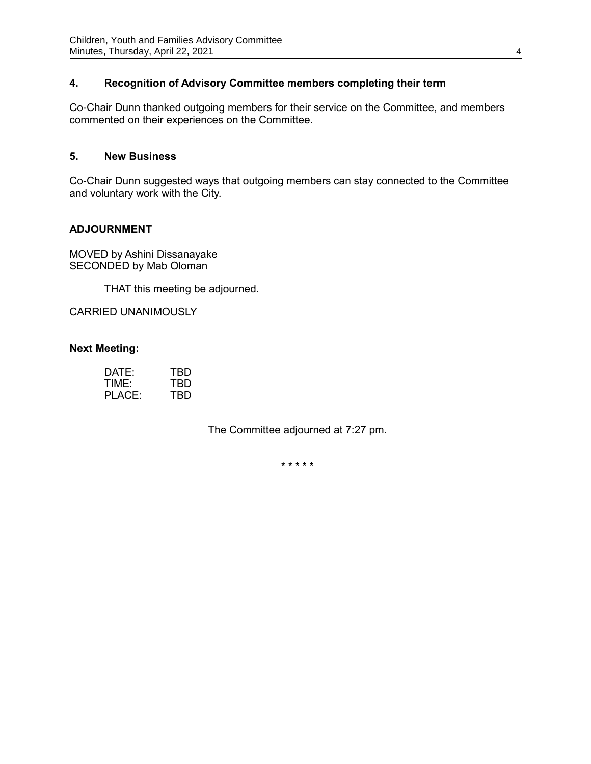## 4. Recognition of Advisory Committee members completing their term

Co-Chair Dunn thanked outgoing members for their service on the Committee, and members commented on their experiences on the Committee.

## 5. New Business

Co-Chair Dunn suggested ways that outgoing members can stay connected to the Committee and voluntary work with the City.

## ADJOURNMENT

MOVED by Ashini Dissanayake
SECONDED by Mab Oloman

THAT this meeting be adjourned.

CARRIED UNANIMOUSLY

**Next Meeting:**

DATE: TBD
TIME: TBD
PLACE: TBD

The Committee adjourned at 7:27 pm.

\* \* \* \* \*